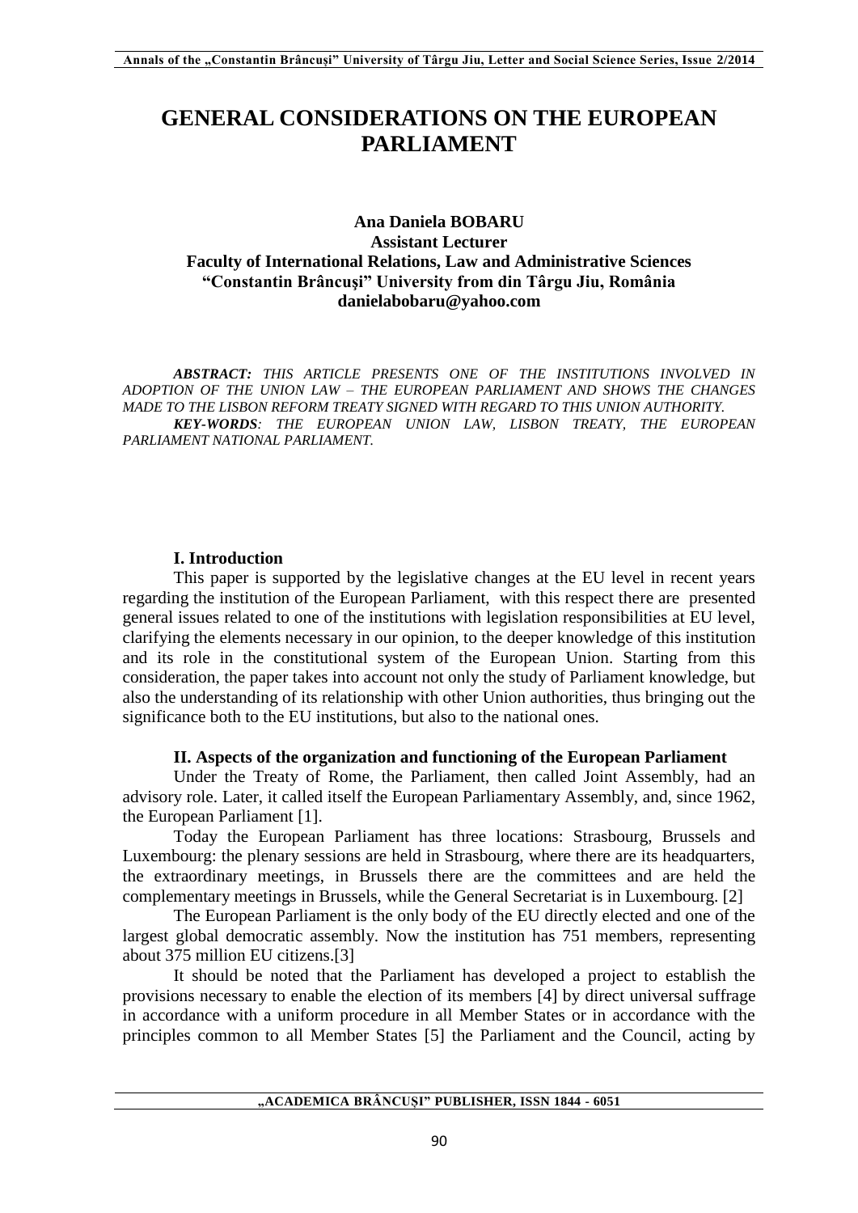# GENERAL CONSIDERATIONS ON THE EUROPEAN PARLIAMENT

**Ana Daniela BOBARU**
**Assistant Lecturer**
**Faculty of International Relations, Law and Administrative Sciences**
**"Constantin Brâncuşi" University from din Târgu Jiu, România**
**danielabobaru@yahoo.com**

***ABSTRACT:*** *THIS ARTICLE PRESENTS ONE OF THE INSTITUTIONS INVOLVED IN ADOPTION OF THE UNION LAW – THE EUROPEAN PARLIAMENT AND SHOWS THE CHANGES MADE TO THE LISBON REFORM TREATY SIGNED WITH REGARD TO THIS UNION AUTHORITY.*

***KEY-WORDS****: THE EUROPEAN UNION LAW, LISBON TREATY, THE EUROPEAN PARLIAMENT NATIONAL PARLIAMENT.*

## I. Introduction

This paper is supported by the legislative changes at the EU level in recent years regarding the institution of the European Parliament, with this respect there are presented general issues related to one of the institutions with legislation responsibilities at EU level, clarifying the elements necessary in our opinion, to the deeper knowledge of this institution and its role in the constitutional system of the European Union. Starting from this consideration, the paper takes into account not only the study of Parliament knowledge, but also the understanding of its relationship with other Union authorities, thus bringing out the significance both to the EU institutions, but also to the national ones.

## II. Aspects of the organization and functioning of the European Parliament

Under the Treaty of Rome, the Parliament, then called Joint Assembly, had an advisory role. Later, it called itself the European Parliamentary Assembly, and, since 1962, the European Parliament [1].

Today the European Parliament has three locations: Strasbourg, Brussels and Luxembourg: the plenary sessions are held in Strasbourg, where there are its headquarters, the extraordinary meetings, in Brussels there are the committees and are held the complementary meetings in Brussels, while the General Secretariat is in Luxembourg. [2]

The European Parliament is the only body of the EU directly elected and one of the largest global democratic assembly. Now the institution has 751 members, representing about 375 million EU citizens.[3]

It should be noted that the Parliament has developed a project to establish the provisions necessary to enable the election of its members [4] by direct universal suffrage in accordance with a uniform procedure in all Member States or in accordance with the principles common to all Member States [5] the Parliament and the Council, acting by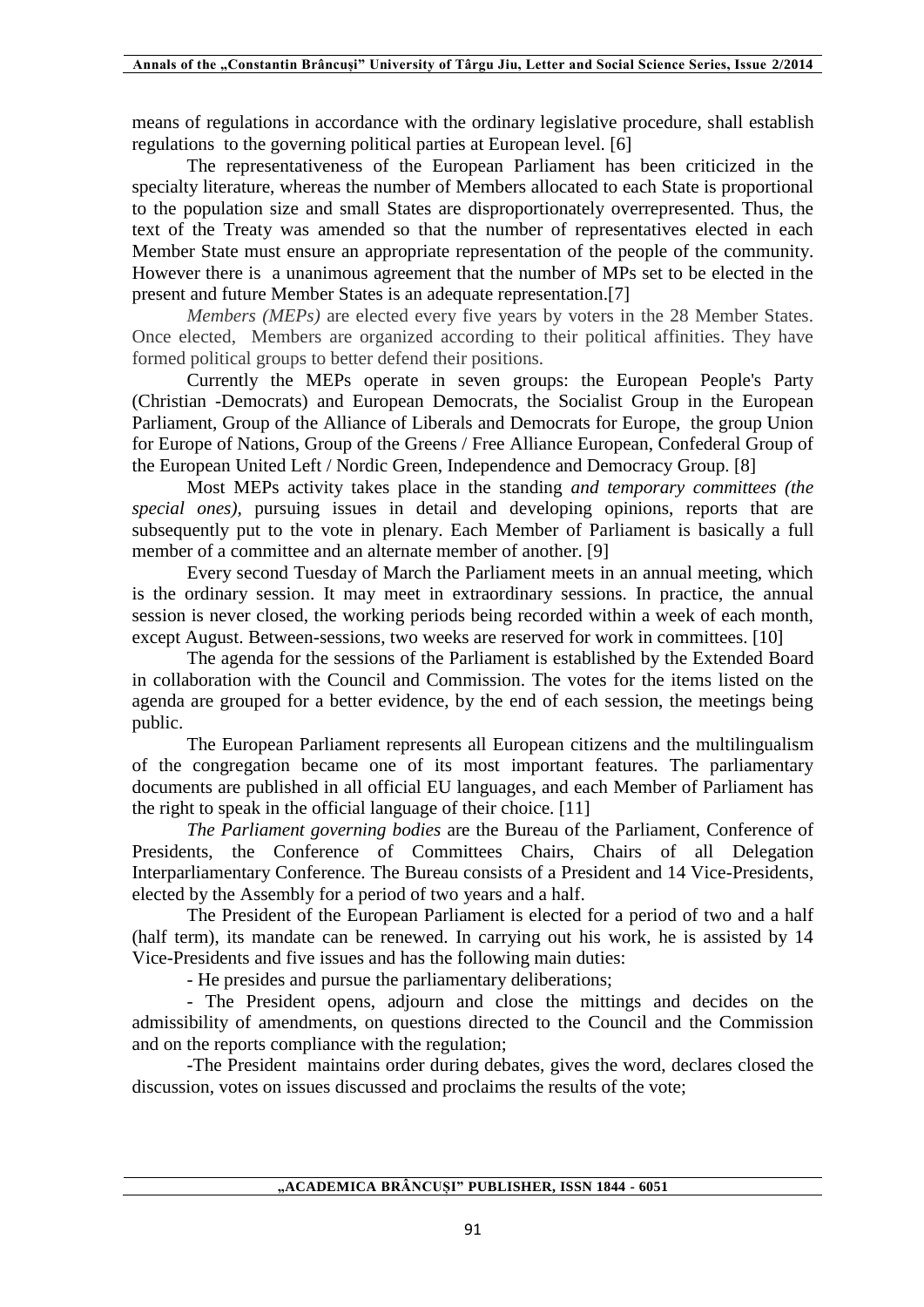means of regulations in accordance with the ordinary legislative procedure, shall establish regulations to the governing political parties at European level. [6]

The representativeness of the European Parliament has been criticized in the specialty literature, whereas the number of Members allocated to each State is proportional to the population size and small States are disproportionately overrepresented. Thus, the text of the Treaty was amended so that the number of representatives elected in each Member State must ensure an appropriate representation of the people of the community. However there is a unanimous agreement that the number of MPs set to be elected in the present and future Member States is an adequate representation.[7]

*Members (MEPs)* are elected every five years by voters in the 28 Member States. Once elected, Members are organized according to their political affinities. They have formed political groups to better defend their positions.

Currently the MEPs operate in seven groups: the European People's Party (Christian -Democrats) and European Democrats, the Socialist Group in the European Parliament, Group of the Alliance of Liberals and Democrats for Europe, the group Union for Europe of Nations, Group of the Greens / Free Alliance European, Confederal Group of the European United Left / Nordic Green, Independence and Democracy Group. [8]

Most MEPs activity takes place in the standing *and temporary committees (the special ones)*, pursuing issues in detail and developing opinions, reports that are subsequently put to the vote in plenary. Each Member of Parliament is basically a full member of a committee and an alternate member of another. [9]

Every second Tuesday of March the Parliament meets in an annual meeting, which is the ordinary session. It may meet in extraordinary sessions. In practice, the annual session is never closed, the working periods being recorded within a week of each month, except August. Between-sessions, two weeks are reserved for work in committees. [10]

The agenda for the sessions of the Parliament is established by the Extended Board in collaboration with the Council and Commission. The votes for the items listed on the agenda are grouped for a better evidence, by the end of each session, the meetings being public.

The European Parliament represents all European citizens and the multilingualism of the congregation became one of its most important features. The parliamentary documents are published in all official EU languages, and each Member of Parliament has the right to speak in the official language of their choice. [11]

*The Parliament governing bodies* are the Bureau of the Parliament, Conference of Presidents, the Conference of Committees Chairs, Chairs of all Delegation Interparliamentary Conference. The Bureau consists of a President and 14 Vice-Presidents, elected by the Assembly for a period of two years and a half.

The President of the European Parliament is elected for a period of two and a half (half term), its mandate can be renewed. In carrying out his work, he is assisted by 14 Vice-Presidents and five issues and has the following main duties:

- He presides and pursue the parliamentary deliberations;
- The President opens, adjourn and close the mittings and decides on the admissibility of amendments, on questions directed to the Council and the Commission and on the reports compliance with the regulation;
- The President maintains order during debates, gives the word, declares closed the discussion, votes on issues discussed and proclaims the results of the vote;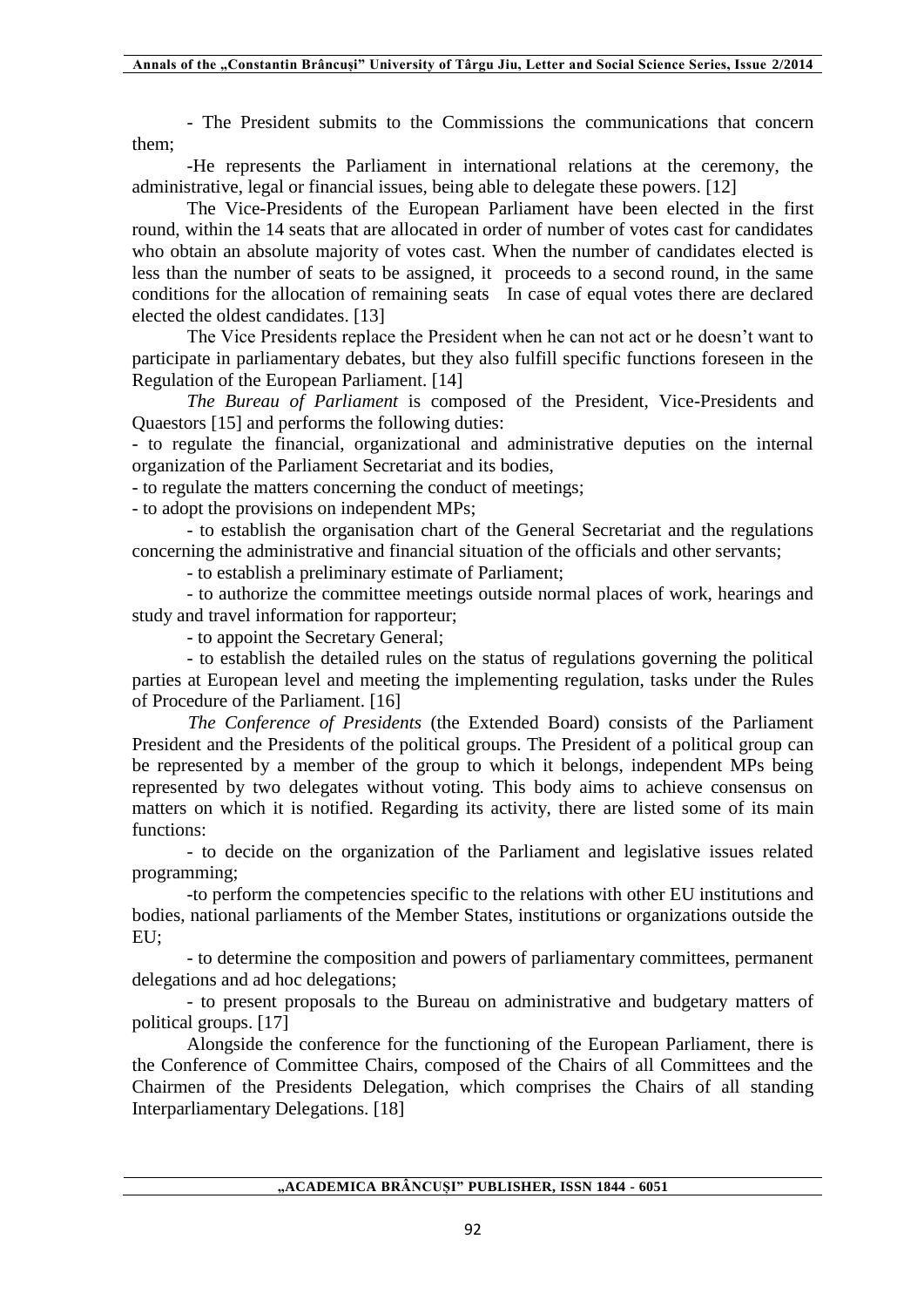- The President submits to the Commissions the communications that concern them;

-He represents the Parliament in international relations at the ceremony, the administrative, legal or financial issues, being able to delegate these powers. [12]

The Vice-Presidents of the European Parliament have been elected in the first round, within the 14 seats that are allocated in order of number of votes cast for candidates who obtain an absolute majority of votes cast. When the number of candidates elected is less than the number of seats to be assigned, it proceeds to a second round, in the same conditions for the allocation of remaining seats In case of equal votes there are declared elected the oldest candidates. [13]

The Vice Presidents replace the President when he can not act or he doesn't want to participate in parliamentary debates, but they also fulfill specific functions foreseen in the Regulation of the European Parliament. [14]

*The Bureau of Parliament* is composed of the President, Vice-Presidents and Quaestors [15] and performs the following duties:

- to regulate the financial, organizational and administrative deputies on the internal organization of the Parliament Secretariat and its bodies,
- to regulate the matters concerning the conduct of meetings;
- to adopt the provisions on independent MPs;
- to establish the organisation chart of the General Secretariat and the regulations concerning the administrative and financial situation of the officials and other servants;
- to establish a preliminary estimate of Parliament;
- to authorize the committee meetings outside normal places of work, hearings and study and travel information for rapporteur;
- to appoint the Secretary General;
- to establish the detailed rules on the status of regulations governing the political parties at European level and meeting the implementing regulation, tasks under the Rules of Procedure of the Parliament. [16]

*The Conference of Presidents* (the Extended Board) consists of the Parliament President and the Presidents of the political groups. The President of a political group can be represented by a member of the group to which it belongs, independent MPs being represented by two delegates without voting. This body aims to achieve consensus on matters on which it is notified. Regarding its activity, there are listed some of its main functions:

- to decide on the organization of the Parliament and legislative issues related programming;
- to perform the competencies specific to the relations with other EU institutions and bodies, national parliaments of the Member States, institutions or organizations outside the EU;
- to determine the composition and powers of parliamentary committees, permanent delegations and ad hoc delegations;
- to present proposals to the Bureau on administrative and budgetary matters of political groups. [17]

Alongside the conference for the functioning of the European Parliament, there is the Conference of Committee Chairs, composed of the Chairs of all Committees and the Chairmen of the Presidents Delegation, which comprises the Chairs of all standing Interparliamentary Delegations. [18]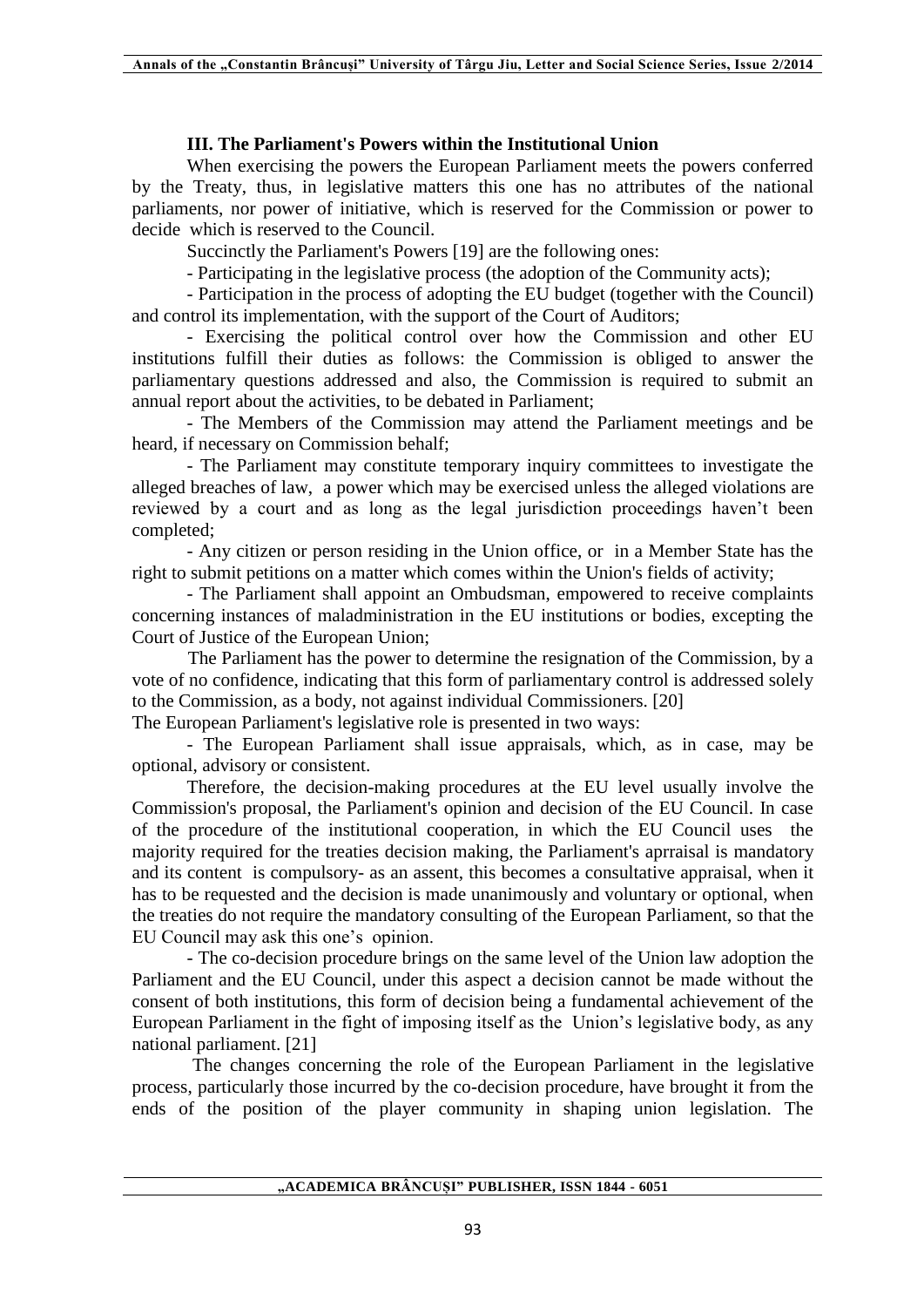### III. The Parliament's Powers within the Institutional Union

When exercising the powers the European Parliament meets the powers conferred by the Treaty, thus, in legislative matters this one has no attributes of the national parliaments, nor power of initiative, which is reserved for the Commission or power to decide which is reserved to the Council.

Succinctly the Parliament's Powers [19] are the following ones:

- Participating in the legislative process (the adoption of the Community acts);
- Participation in the process of adopting the EU budget (together with the Council) and control its implementation, with the support of the Court of Auditors;
- Exercising the political control over how the Commission and other EU institutions fulfill their duties as follows: the Commission is obliged to answer the parliamentary questions addressed and also, the Commission is required to submit an annual report about the activities, to be debated in Parliament;
- The Members of the Commission may attend the Parliament meetings and be heard, if necessary on Commission behalf;
- The Parliament may constitute temporary inquiry committees to investigate the alleged breaches of law, a power which may be exercised unless the alleged violations are reviewed by a court and as long as the legal jurisdiction proceedings haven't been completed;
- Any citizen or person residing in the Union office, or in a Member State has the right to submit petitions on a matter which comes within the Union's fields of activity;
- The Parliament shall appoint an Ombudsman, empowered to receive complaints concerning instances of maladministration in the EU institutions or bodies, excepting the Court of Justice of the European Union;

The Parliament has the power to determine the resignation of the Commission, by a vote of no confidence, indicating that this form of parliamentary control is addressed solely to the Commission, as a body, not against individual Commissioners. [20]

The European Parliament's legislative role is presented in two ways:

- The European Parliament shall issue appraisals, which, as in case, may be optional, advisory or consistent.

Therefore, the decision-making procedures at the EU level usually involve the Commission's proposal, the Parliament's opinion and decision of the EU Council. In case of the procedure of the institutional cooperation, in which the EU Council uses the majority required for the treaties decision making, the Parliament's aprraisal is mandatory and its content is compulsory- as an assent, this becomes a consultative appraisal, when it has to be requested and the decision is made unanimously and voluntary or optional, when the treaties do not require the mandatory consulting of the European Parliament, so that the EU Council may ask this one's opinion.

- The co-decision procedure brings on the same level of the Union law adoption the Parliament and the EU Council, under this aspect a decision cannot be made without the consent of both institutions, this form of decision being a fundamental achievement of the European Parliament in the fight of imposing itself as the Union's legislative body, as any national parliament. [21]

The changes concerning the role of the European Parliament in the legislative process, particularly those incurred by the co-decision procedure, have brought it from the ends of the position of the player community in shaping union legislation. The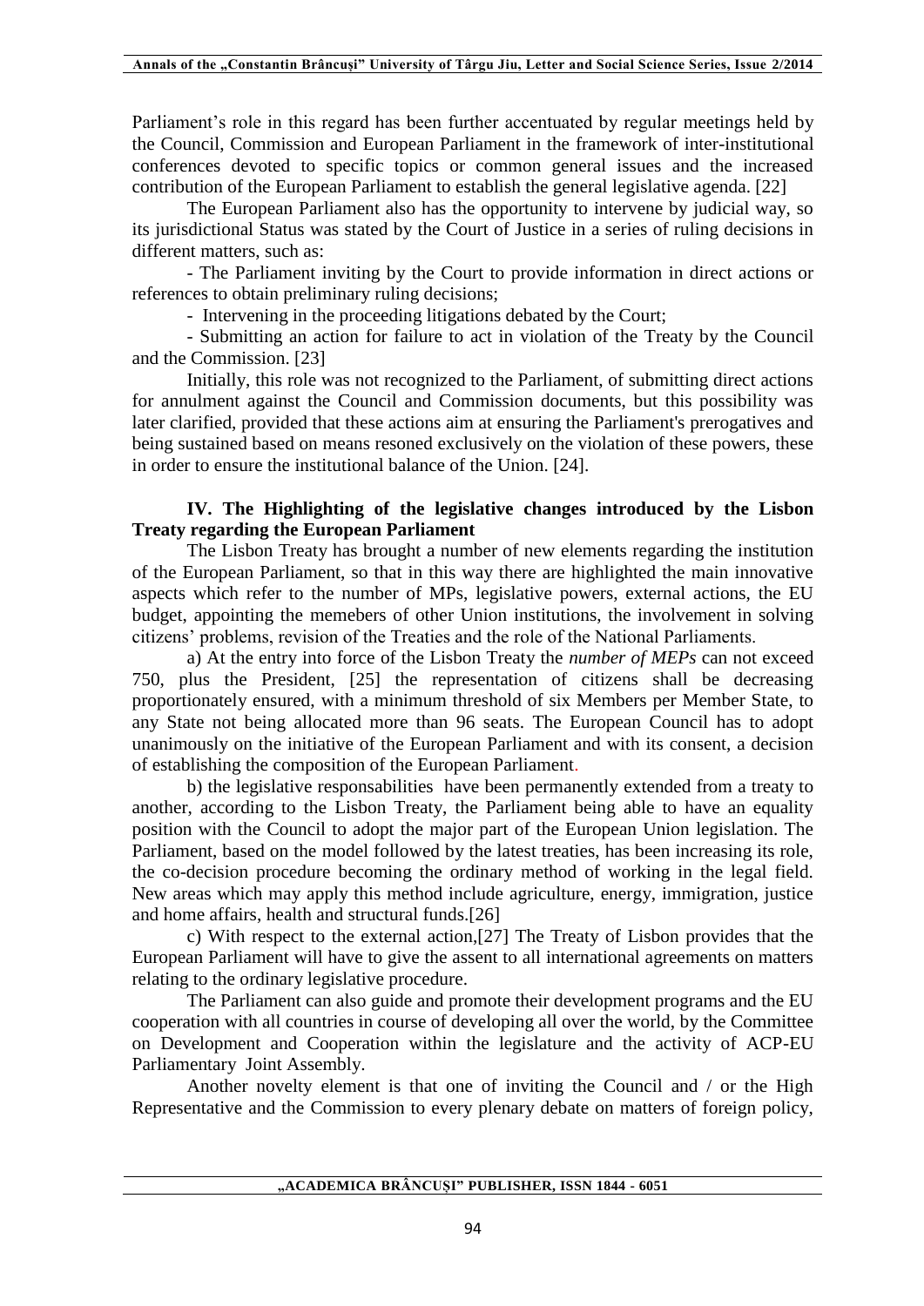Parliament's role in this regard has been further accentuated by regular meetings held by the Council, Commission and European Parliament in the framework of inter-institutional conferences devoted to specific topics or common general issues and the increased contribution of the European Parliament to establish the general legislative agenda. [22]

The European Parliament also has the opportunity to intervene by judicial way, so its jurisdictional Status was stated by the Court of Justice in a series of ruling decisions in different matters, such as:

- The Parliament inviting by the Court to provide information in direct actions or references to obtain preliminary ruling decisions;
- Intervening in the proceeding litigations debated by the Court;
- Submitting an action for failure to act in violation of the Treaty by the Council and the Commission. [23]

Initially, this role was not recognized to the Parliament, of submitting direct actions for annulment against the Council and Commission documents, but this possibility was later clarified, provided that these actions aim at ensuring the Parliament's prerogatives and being sustained based on means resoned exclusively on the violation of these powers, these in order to ensure the institutional balance of the Union. [24].

**IV. The Highlighting of the legislative changes introduced by the Lisbon Treaty regarding the European Parliament**

The Lisbon Treaty has brought a number of new elements regarding the institution of the European Parliament, so that in this way there are highlighted the main innovative aspects which refer to the number of MPs, legislative powers, external actions, the EU budget, appointing the memebers of other Union institutions, the involvement in solving citizens' problems, revision of the Treaties and the role of the National Parliaments.

a) At the entry into force of the Lisbon Treaty the *number of MEPs* can not exceed 750, plus the President, [25] the representation of citizens shall be decreasing proportionately ensured, with a minimum threshold of six Members per Member State, to any State not being allocated more than 96 seats. The European Council has to adopt unanimously on the initiative of the European Parliament and with its consent, a decision of establishing the composition of the European Parliament.

b) the legislative responsabilities have been permanently extended from a treaty to another, according to the Lisbon Treaty, the Parliament being able to have an equality position with the Council to adopt the major part of the European Union legislation. The Parliament, based on the model followed by the latest treaties, has been increasing its role, the co-decision procedure becoming the ordinary method of working in the legal field. New areas which may apply this method include agriculture, energy, immigration, justice and home affairs, health and structural funds.[26]

c) With respect to the external action,[27] The Treaty of Lisbon provides that the European Parliament will have to give the assent to all international agreements on matters relating to the ordinary legislative procedure.

The Parliament can also guide and promote their development programs and the EU cooperation with all countries in course of developing all over the world, by the Committee on Development and Cooperation within the legislature and the activity of ACP-EU Parliamentary Joint Assembly.

Another novelty element is that one of inviting the Council and / or the High Representative and the Commission to every plenary debate on matters of foreign policy,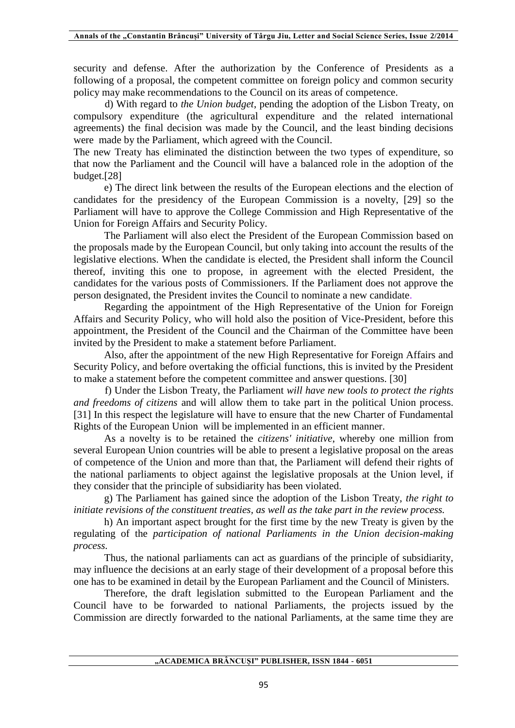security and defense. After the authorization by the Conference of Presidents as a following of a proposal, the competent committee on foreign policy and common security policy may make recommendations to the Council on its areas of competence.

d) With regard to *the Union budget*, pending the adoption of the Lisbon Treaty, on compulsory expenditure (the agricultural expenditure and the related international agreements) the final decision was made by the Council, and the least binding decisions were made by the Parliament, which agreed with the Council.

The new Treaty has eliminated the distinction between the two types of expenditure, so that now the Parliament and the Council will have a balanced role in the adoption of the budget.[28]

e) The direct link between the results of the European elections and the election of candidates for the presidency of the European Commission is a novelty, [29] so the Parliament will have to approve the College Commission and High Representative of the Union for Foreign Affairs and Security Policy.

The Parliament will also elect the President of the European Commission based on the proposals made by the European Council, but only taking into account the results of the legislative elections. When the candidate is elected, the President shall inform the Council thereof, inviting this one to propose, in agreement with the elected President, the candidates for the various posts of Commissioners. If the Parliament does not approve the person designated, the President invites the Council to nominate a new candidate.

Regarding the appointment of the High Representative of the Union for Foreign Affairs and Security Policy, who will hold also the position of Vice-President, before this appointment, the President of the Council and the Chairman of the Committee have been invited by the President to make a statement before Parliament.

Also, after the appointment of the new High Representative for Foreign Affairs and Security Policy, and before overtaking the official functions, this is invited by the President to make a statement before the competent committee and answer questions. [30]

f) Under the Lisbon Treaty, the Parliament *will have new tools to protect the rights and freedoms of citizens* and will allow them to take part in the political Union process. [31] In this respect the legislature will have to ensure that the new Charter of Fundamental Rights of the European Union will be implemented in an efficient manner.

As a novelty is to be retained the *citizens' initiative*, whereby one million from several European Union countries will be able to present a legislative proposal on the areas of competence of the Union and more than that, the Parliament will defend their rights of the national parliaments to object against the legislative proposals at the Union level, if they consider that the principle of subsidiarity has been violated.

g) The Parliament has gained since the adoption of the Lisbon Treaty, *the right to initiate revisions of the constituent treaties, as well as the take part in the review process.*

h) An important aspect brought for the first time by the new Treaty is given by the regulating of the *participation of national Parliaments in the Union decision-making process.*

Thus, the national parliaments can act as guardians of the principle of subsidiarity, may influence the decisions at an early stage of their development of a proposal before this one has to be examined in detail by the European Parliament and the Council of Ministers.

Therefore, the draft legislation submitted to the European Parliament and the Council have to be forwarded to national Parliaments, the projects issued by the Commission are directly forwarded to the national Parliaments, at the same time they are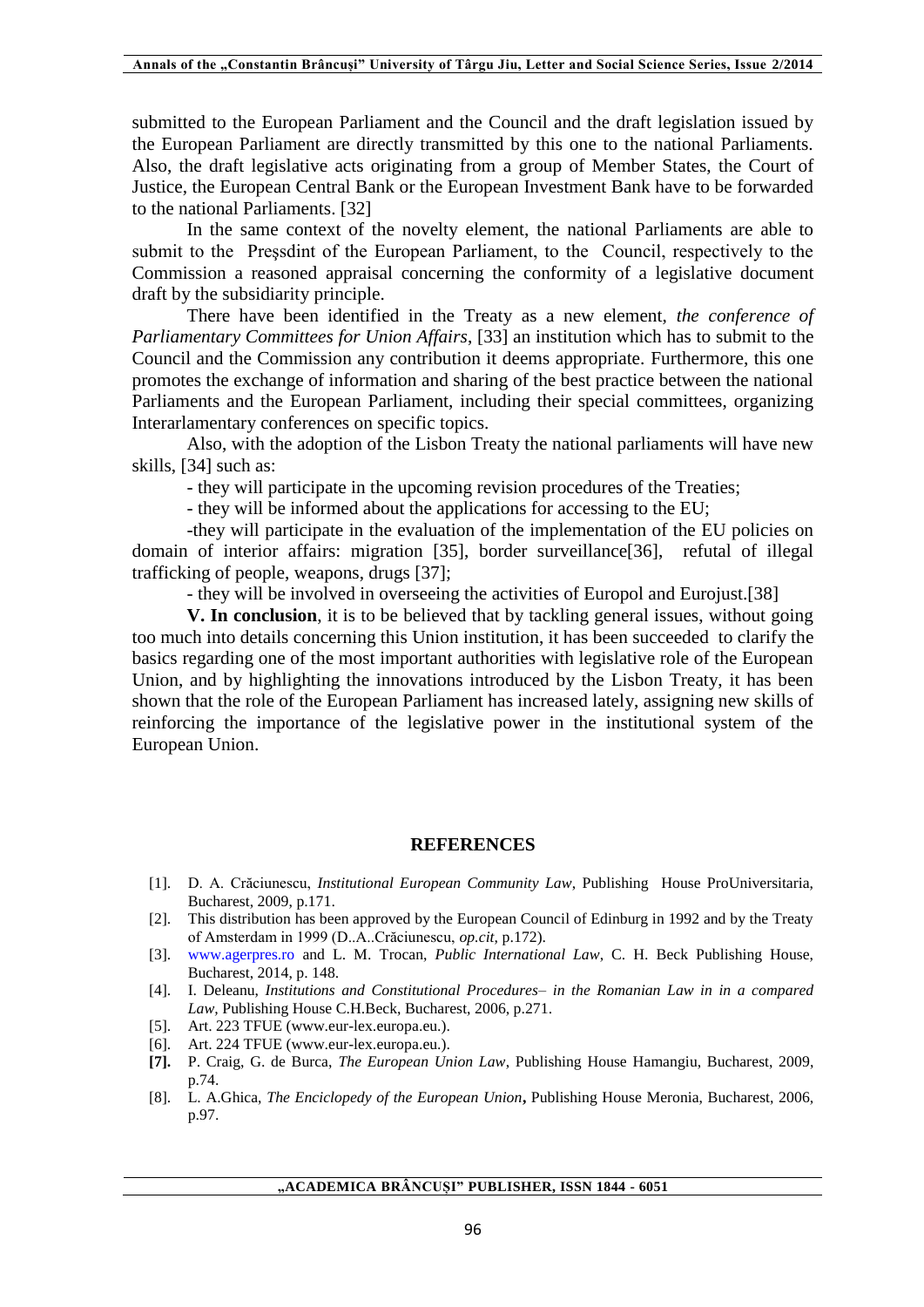submitted to the European Parliament and the Council and the draft legislation issued by the European Parliament are directly transmitted by this one to the national Parliaments. Also, the draft legislative acts originating from a group of Member States, the Court of Justice, the European Central Bank or the European Investment Bank have to be forwarded to the national Parliaments. [32]

In the same context of the novelty element, the national Parliaments are able to submit to the Preşsdint of the European Parliament, to the Council, respectively to the Commission a reasoned appraisal concerning the conformity of a legislative document draft by the subsidiarity principle.

There have been identified in the Treaty as a new element, *the conference of Parliamentary Committees for Union Affairs*, [33] an institution which has to submit to the Council and the Commission any contribution it deems appropriate. Furthermore, this one promotes the exchange of information and sharing of the best practice between the national Parliaments and the European Parliament, including their special committees, organizing Interarlamentary conferences on specific topics.

Also, with the adoption of the Lisbon Treaty the national parliaments will have new skills, [34] such as:

- they will participate in the upcoming revision procedures of the Treaties;

- they will be informed about the applications for accessing to the EU;

-they will participate in the evaluation of the implementation of the EU policies on domain of interior affairs: migration [35], border surveillance[36], refutal of illegal trafficking of people, weapons, drugs [37];

- they will be involved in overseeing the activities of Europol and Eurojust.[38]

**V. In conclusion**, it is to be believed that by tackling general issues, without going too much into details concerning this Union institution, it has been succeeded to clarify the basics regarding one of the most important authorities with legislative role of the European Union, and by highlighting the innovations introduced by the Lisbon Treaty, it has been shown that the role of the European Parliament has increased lately, assigning new skills of reinforcing the importance of the legislative power in the institutional system of the European Union.

## REFERENCES

[1]. D. A. Crăciunescu, *Institutional European Community Law*, Publishing House ProUniversitaria, Bucharest, 2009, p.171.

[2]. This distribution has been approved by the European Council of Edinburg in 1992 and by the Treaty of Amsterdam in 1999 (D..A..Crăciunescu, *op.cit*, p.172).

[3]. www.agerpres.ro and L. M. Trocan, *Public International Law*, C. H. Beck Publishing House, Bucharest, 2014, p. 148.

[4]. I. Deleanu, *Institutions and Constitutional Procedures– in the Romanian Law in in a compared Law*, Publishing House C.H.Beck, Bucharest, 2006, p.271.

[5]. Art. 223 TFUE (www.eur-lex.europa.eu.).

[6]. Art. 224 TFUE (www.eur-lex.europa.eu.).

**[7].** P. Craig, G. de Burca, *The European Union Law*, Publishing House Hamangiu, Bucharest, 2009, p.74.

[8]. L. A.Ghica, *The Enciclopedy of the European Union***,** Publishing House Meronia, Bucharest, 2006, p.97.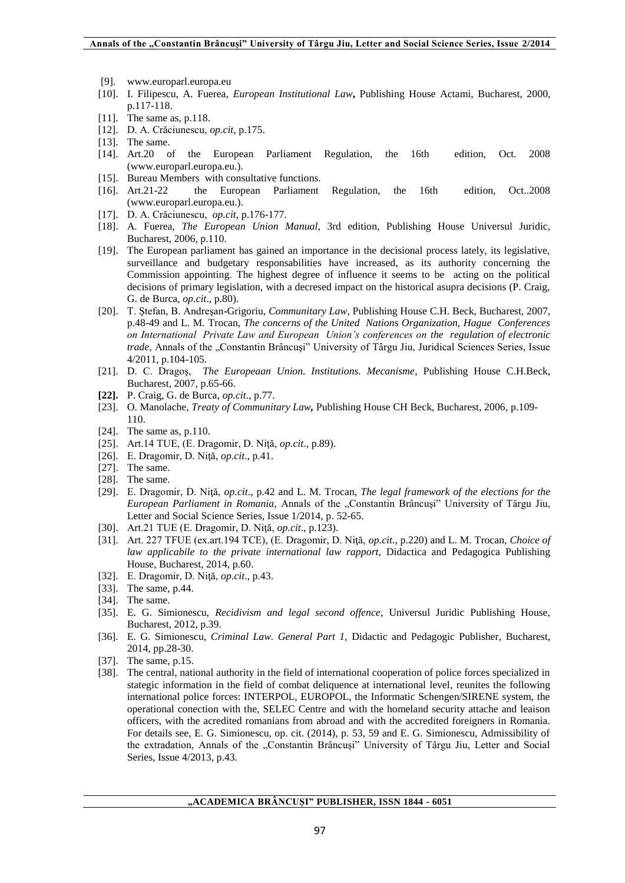[9]. www.europarl.europa.eu

[10]. I. Filipescu, A. Fuerea, *European Institutional Law***,** Publishing House Actami, Bucharest, 2000, p.117-118.

[11]. The same as, p.118.

[12]. D. A. Crăciunescu, *op.cit*, p.175.

[13]. The same.

[14]. Art.20 of the European Parliament Regulation, the 16th edition, Oct. 2008 (www.europarl.europa.eu.).

[15]. Bureau Members with consultative functions.

[16]. Art.21-22 the European Parliament Regulation, the 16th edition, Oct..2008 (www.europarl.europa.eu.).

[17]. D. A. Crăciunescu, *op.cit*, p.176-177.

[18]. A. Fuerea, *The European Union Manual*, 3rd edition, Publishing House Universul Juridic, Bucharest, 2006, p.110.

[19]. The European parliament has gained an importance in the decisional process lately, its legislative, surveillance and budgetary responsabilities have increased, as its authority concerning the Commission appointing. The highest degree of influence it seems to be acting on the political decisions of primary legislation, with a decresed impact on the historical asupra decisions (P. Craig, G. de Burca, *op.cit*., p.80).

[20]. T. Ștefan, B. Andreșan-Grigoriu, *Communitary Law,* Publishing House C.H. Beck, Bucharest, 2007, p.48-49 and L. M. Trocan, *The concerns of the United Nations Organization, Hague Conferences on International Private Law and European Union's conferences on the regulation of electronic trade,* Annals of the „Constantin Brâncuşi" University of Târgu Jiu, Juridical Sciences Series, Issue 4/2011, p.104-105.

[21]. D. C. Dragoş, *The Europeaan Union. Institutions. Mecanisme*, Publishing House C.H.Beck, Bucharest, 2007, p.65-66.

**[22].** P. Craig, G. de Burca, *op.cit*., p.77.

[23]. O. Manolache, *Treaty of Communitary Law***,** Publishing House CH Beck, Bucharest, 2006, p.109-110.

[24]. The same as, p.110.

[25]. Art.14 TUE, (E. Dragomir, D. Niţă, *op.cit*., p.89).

[26]. E. Dragomir, D. Niţă, *op.cit*., p.41.

[27]. The same.

[28]. The same.

[29]. E. Dragomir, D. Niţă, *op.cit*., p.42 and L. M. Trocan, *The legal framework of the elections for the European Parliament in Romania,* Annals of the „Constantin Brâncuşi" University of Târgu Jiu, Letter and Social Science Series, Issue 1/2014, p. 52-65.

[30]. Art.21 TUE (E. Dragomir, D. Niţă, *op.cit*., p.123).

[31]. Art. 227 TFUE (ex.art.194 TCE), (E. Dragomir, D. Niţă, *op.cit*., p.220) and L. M. Trocan, *Choice of law applicabile to the private international law rapport,* Didactica and Pedagogica Publishing House, Bucharest, 2014, p.60.

[32]. E. Dragomir, D. Niţă, *op.cit*., p.43.

[33]. The same, p.44.

[34]. The same.

[35]. E. G. Simionescu, *Recidivism and legal second offence*, Universul Juridic Publishing House, Bucharest, 2012, p.39.

[36]. E. G. Simionescu, *Criminal Law. General Part 1*, Didactic and Pedagogic Publisher, Bucharest, 2014, pp.28-30.

[37]. The same, p.15.

[38]. The central, national authority in the field of international cooperation of police forces specialized in stategic information in the field of combat deliquence at international level, reunites the following international police forces: INTERPOL, EUROPOL, the Informatic Schengen/SIRENE system, the operational conection with the, SELEC Centre and with the homeland security attache and leaison officers, with the acredited romanians from abroad and with the accredited foreigners in Romania. For details see, E. G. Simionescu, op. cit. (2014), p. 53, 59 and E. G. Simionescu, Admissibility of the extradation, Annals of the „Constantin Brâncuşi" University of Târgu Jiu, Letter and Social Series, Issue 4/2013, p.43.